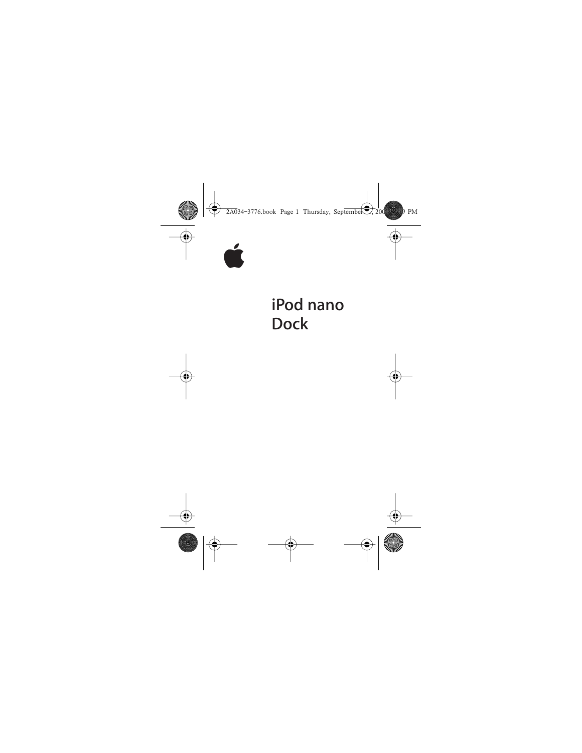# iPod nano Dock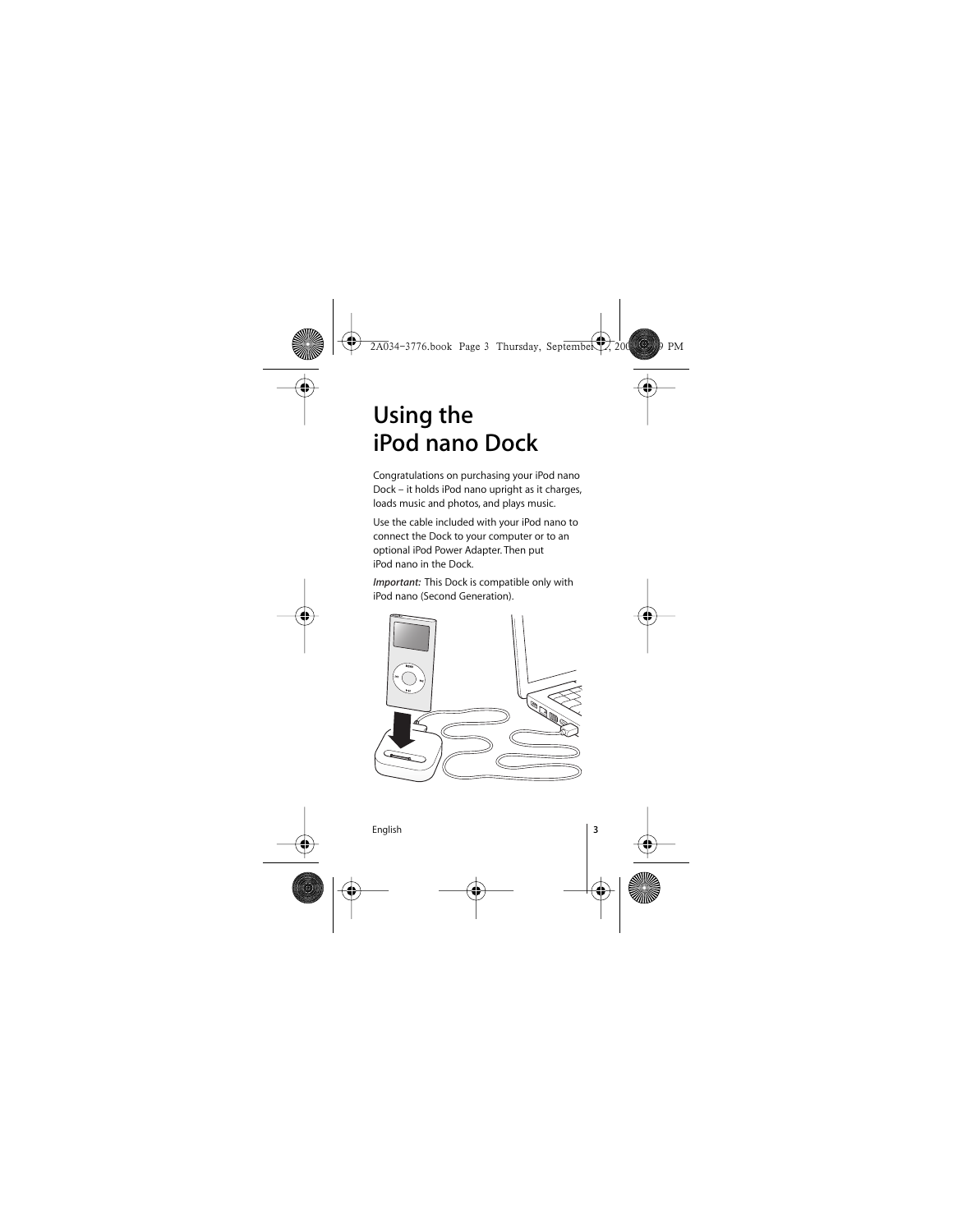# Using the iPod nano Dock

Congratulations on purchasing your iPod nano Dock – it holds iPod nano upright as it charges, loads music and photos, and plays music.

Use the cable included with your iPod nano to connect the Dock to your computer or to an optional iPod Power Adapter. Then put iPod nano in the Dock.

*Important:* This Dock is compatible only with iPod nano (Second Generation).

English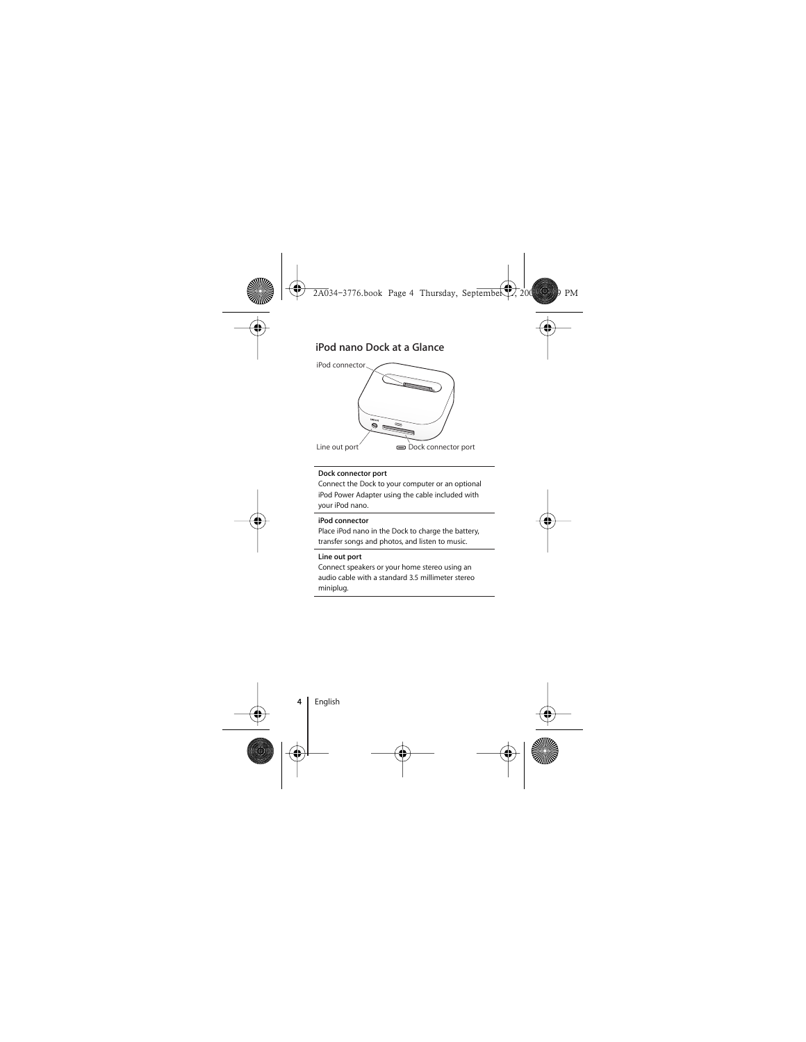## iPod nano Dock at a Glance

iPod connector

Line out port

Dock connector port

| | |
|---|---|
| **Dock connector port** | Connect the Dock to your computer or an optional iPod Power Adapter using the cable included with your iPod nano. |
| **iPod connector** | Place iPod nano in the Dock to charge the battery, transfer songs and photos, and listen to music. |
| **Line out port** | Connect speakers or your home stereo using an audio cable with a standard 3.5 millimeter stereo miniplug. |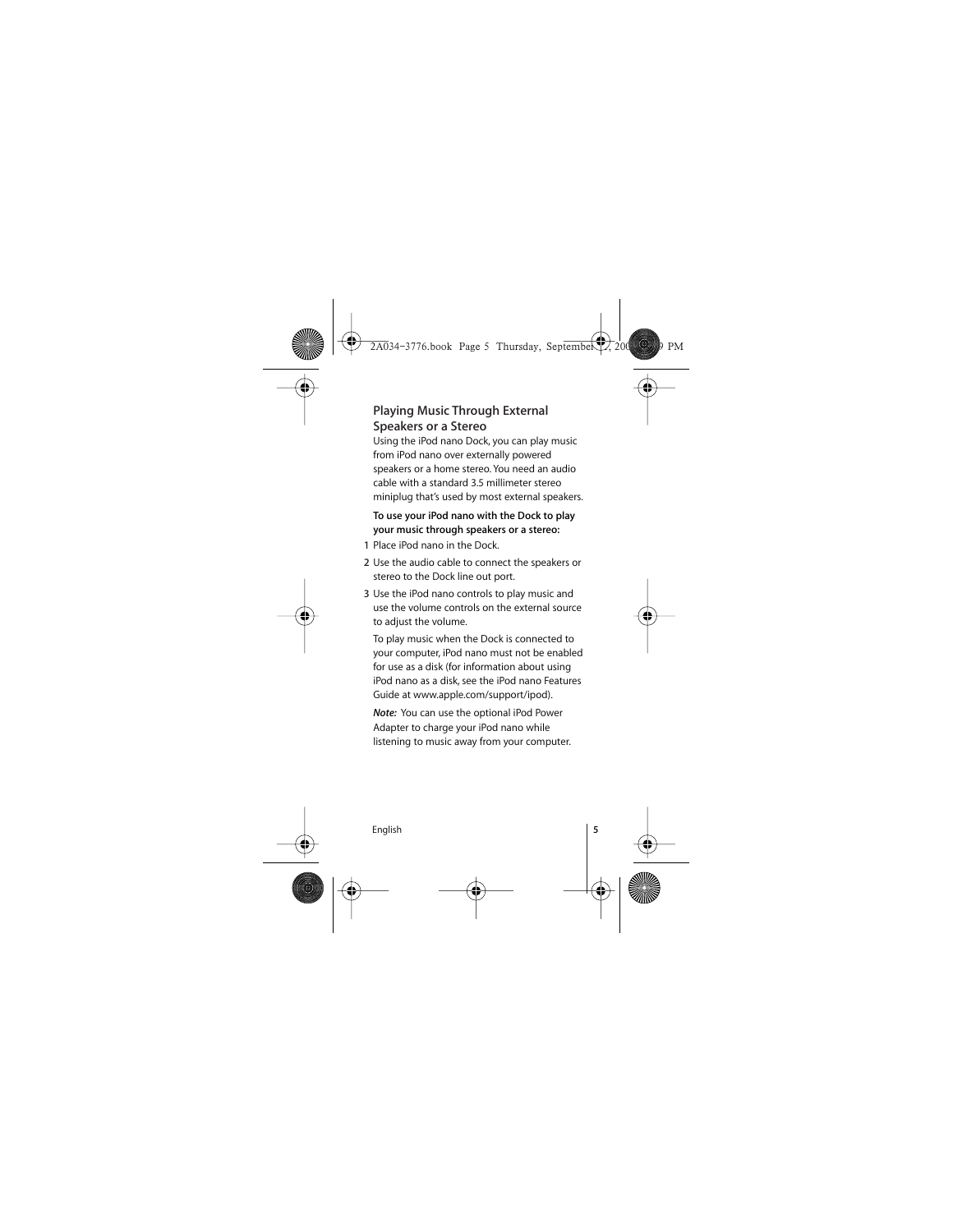## Playing Music Through External Speakers or a Stereo

Using the iPod nano Dock, you can play music from iPod nano over externally powered speakers or a home stereo. You need an audio cable with a standard 3.5 millimeter stereo miniplug that's used by most external speakers.

**To use your iPod nano with the Dock to play your music through speakers or a stereo:**

1. Place iPod nano in the Dock.
2. Use the audio cable to connect the speakers or stereo to the Dock line out port.
3. Use the iPod nano controls to play music and use the volume controls on the external source to adjust the volume.

   To play music when the Dock is connected to your computer, iPod nano must not be enabled for use as a disk (for information about using iPod nano as a disk, see the iPod nano Features Guide at www.apple.com/support/ipod).

   ***Note:*** You can use the optional iPod Power Adapter to charge your iPod nano while listening to music away from your computer.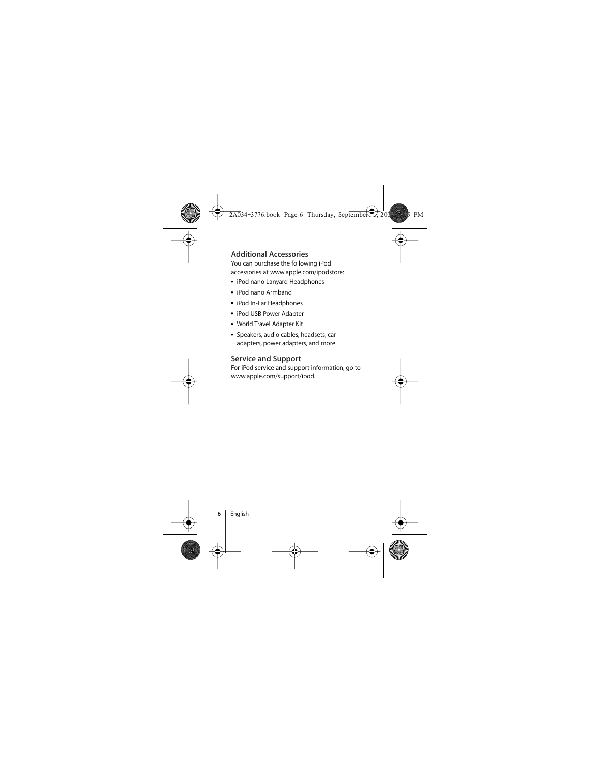## Additional Accessories

You can purchase the following iPod accessories at www.apple.com/ipodstore:

- iPod nano Lanyard Headphones
- iPod nano Armband
- iPod In-Ear Headphones
- iPod USB Power Adapter
- World Travel Adapter Kit
- Speakers, audio cables, headsets, car adapters, power adapters, and more

## Service and Support

For iPod service and support information, go to www.apple.com/support/ipod.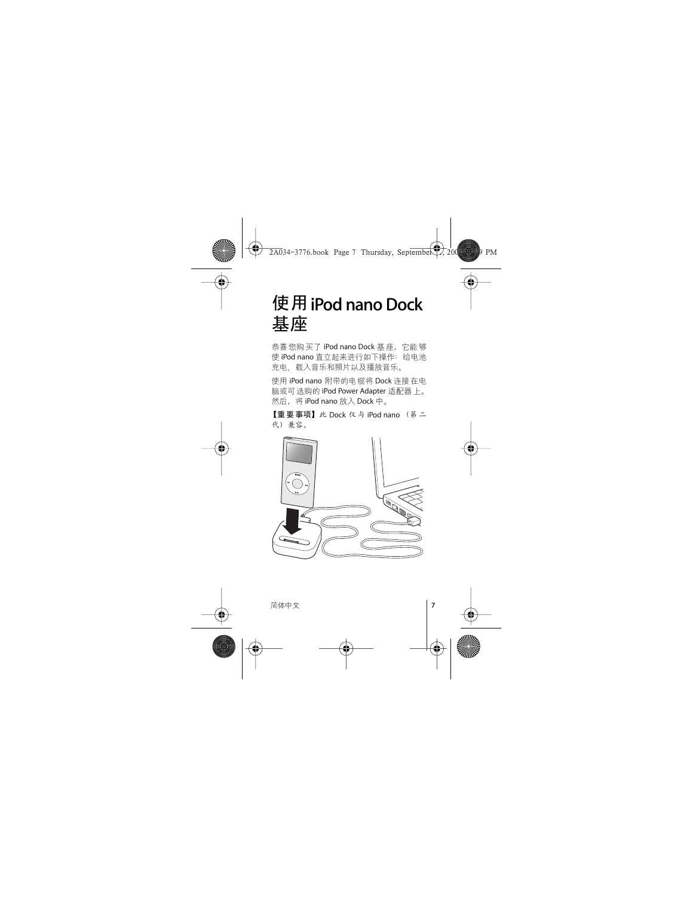# 使用 iPod nano Dock 基座

恭喜您购买了 iPod nano Dock 基座，它能够使 iPod nano 直立起来进行如下操作：给电池充电、载入音乐和照片以及播放音乐。

使用 iPod nano 附带的电缆将 Dock 连接在电脑或可选购的 iPod Power Adapter 适配器上。然后，将 iPod nano 放入 Dock 中。

**【重要事项】**此 Dock 仅与 iPod nano （第二代）兼容。

简体中文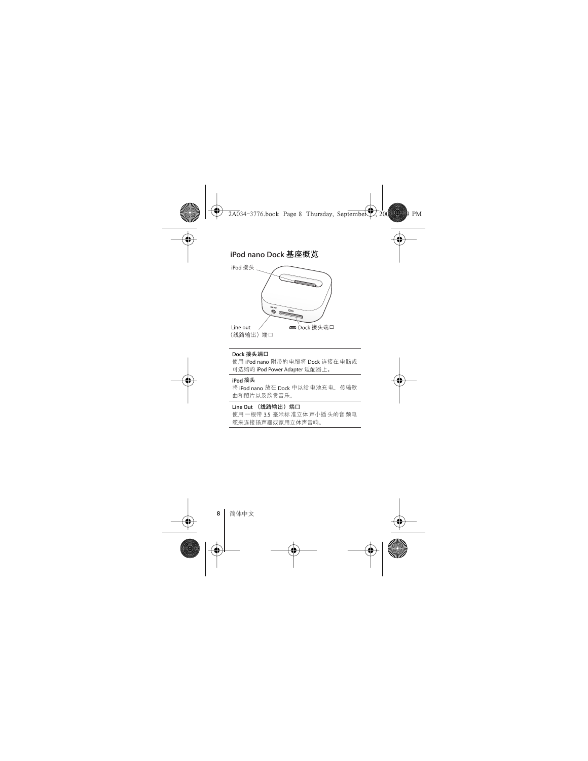## iPod nano Dock 基座概览

iPod 接头

Line out（线路输出）端口

Dock 接头端口

**Dock 接头端口**

使用 iPod nano 附带的电缆将 Dock 连接在电脑或可选购的 iPod Power Adapter 适配器上。

**iPod 接头**

将 iPod nano 放在 Dock 中以给电池充电、传输歌曲和照片以及欣赏音乐。

**Line Out （线路输出）端口**

使用一根带 3.5 毫米标准立体声小插头的音频电缆来连接扬声器或家用立体声音响。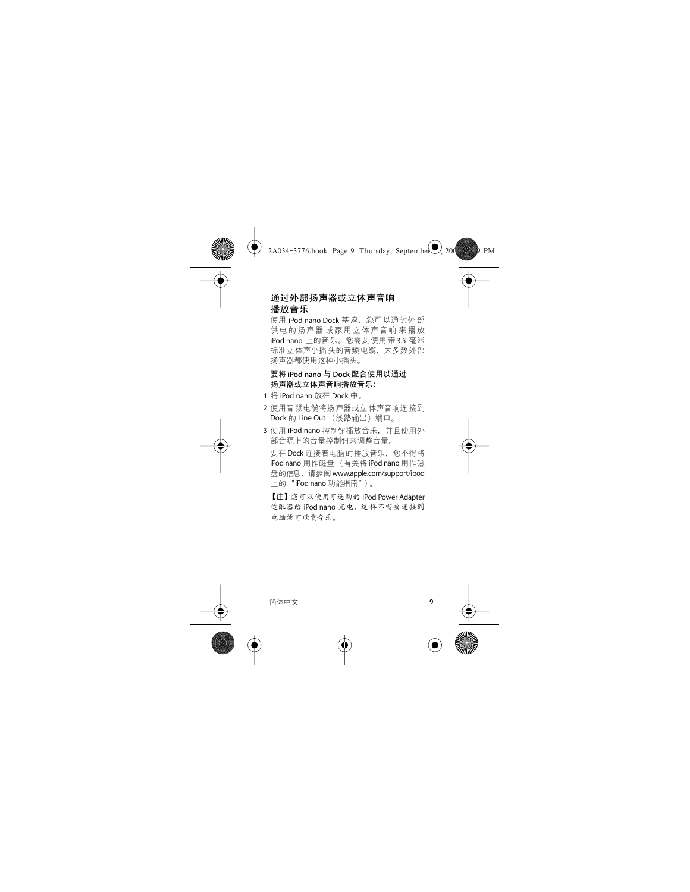## 通过外部扬声器或立体声音响播放音乐

使用 iPod nano Dock 基座，您可以通过外部供电的扬声器或家用立体声音响来播放 iPod nano 上的音乐。您需要使用带 3.5 毫米标准立体声小插头的音频电缆，大多数外部扬声器都使用这种小插头。

**要将 iPod nano 与 Dock 配合使用以通过扬声器或立体声音响播放音乐：**

1 将 iPod nano 放在 Dock 中。

2 使用音频电缆将扬声器或立体声音响连接到 Dock 的 Line Out （线路输出）端口。

3 使用 iPod nano 控制钮播放音乐，并且使用外部音源上的音量控制钮来调整音量。

要在 Dock 连接着电脑时播放音乐，您不得将 iPod nano 用作磁盘（有关将 iPod nano 用作磁盘的信息，请参阅 www.apple.com/support/ipod 上的 "iPod nano 功能指南"）。

【注】您可以使用可选购的 iPod Power Adapter 适配器给 iPod nano 充电，这样不需要连接到电脑便可欣赏音乐。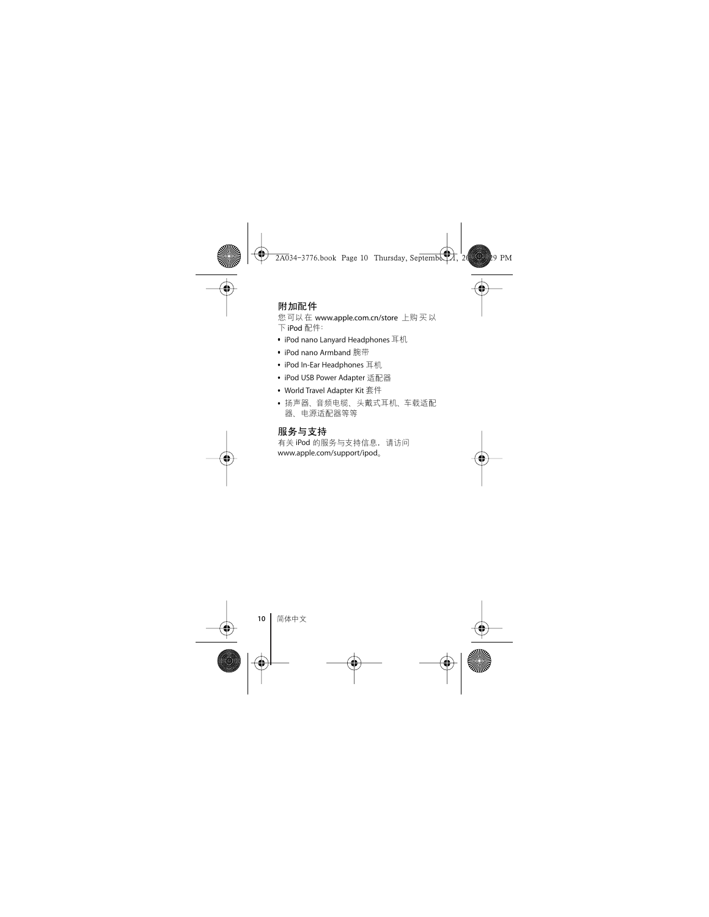## 附加配件

您可以在 www.apple.com.cn/store 上购买以下 iPod 配件：

- iPod nano Lanyard Headphones 耳机
- iPod nano Armband 腕带
- iPod In-Ear Headphones 耳机
- iPod USB Power Adapter 适配器
- World Travel Adapter Kit 套件
- 扬声器、音频电缆、头戴式耳机、车载适配器、电源适配器等等

## 服务与支持

有关 iPod 的服务与支持信息，请访问 www.apple.com/support/ipod。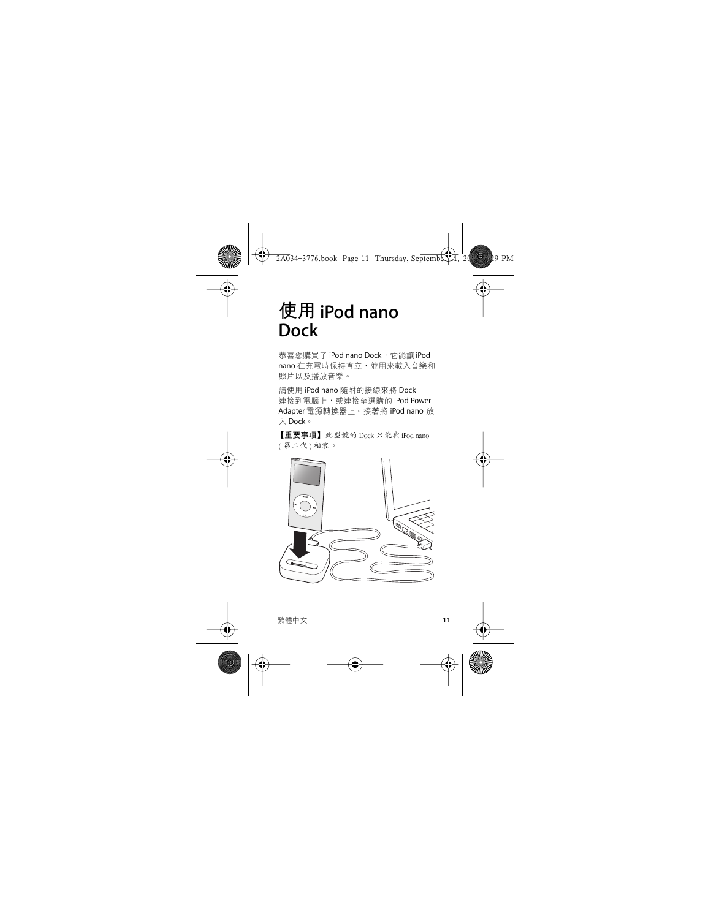# 使用 iPod nano Dock

恭喜您購買了 iPod nano Dock，它能讓 iPod nano 在充電時保持直立，並用來載入音樂和照片以及播放音樂。

請使用 iPod nano 隨附的接線來將 Dock 連接到電腦上，或連接至選購的 iPod Power Adapter 電源轉換器上。接著將 iPod nano 放入 Dock。

**【重要事項】**此型號的 Dock 只能與 iPod nano（第二代）相容。

繁體中文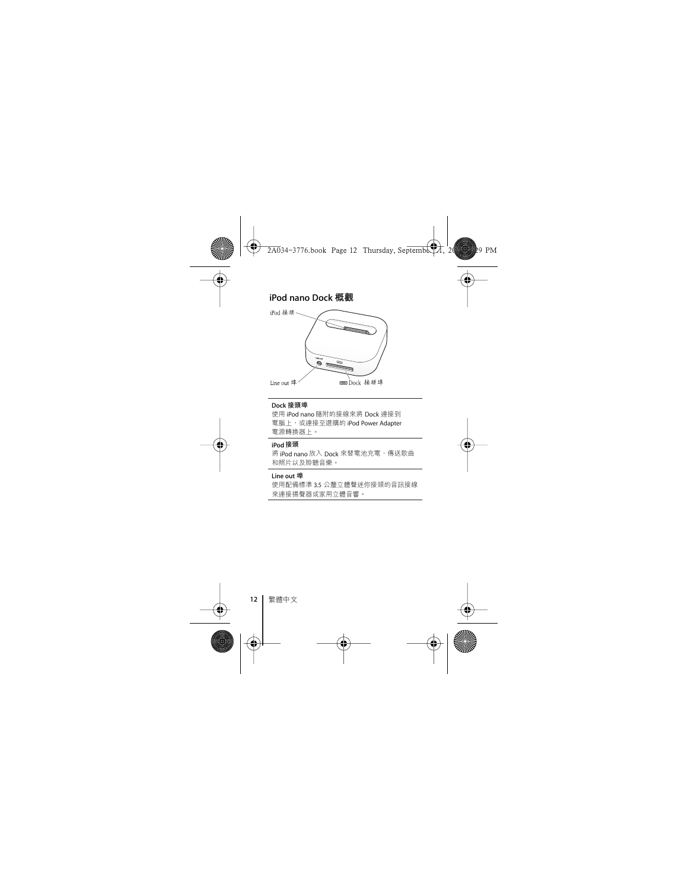## iPod nano Dock 概觀

iPod 接頭

Line out 埠

Dock 接頭埠

| Dock 接頭埠 |
|---|
| 使用 iPod nano 隨附的接線來將 Dock 連接到電腦上，或連接至選購的 iPod Power Adapter 電源轉換器上。 |
| **iPod 接頭** |
| 將 iPod nano 放入 Dock 來替電池充電、傳送歌曲和照片以及聆聽音樂。 |
| **Line out 埠** |
| 使用配備標準 3.5 公釐立體聲迷你接頭的音訊接線來連接揚聲器或家用立體音響。 |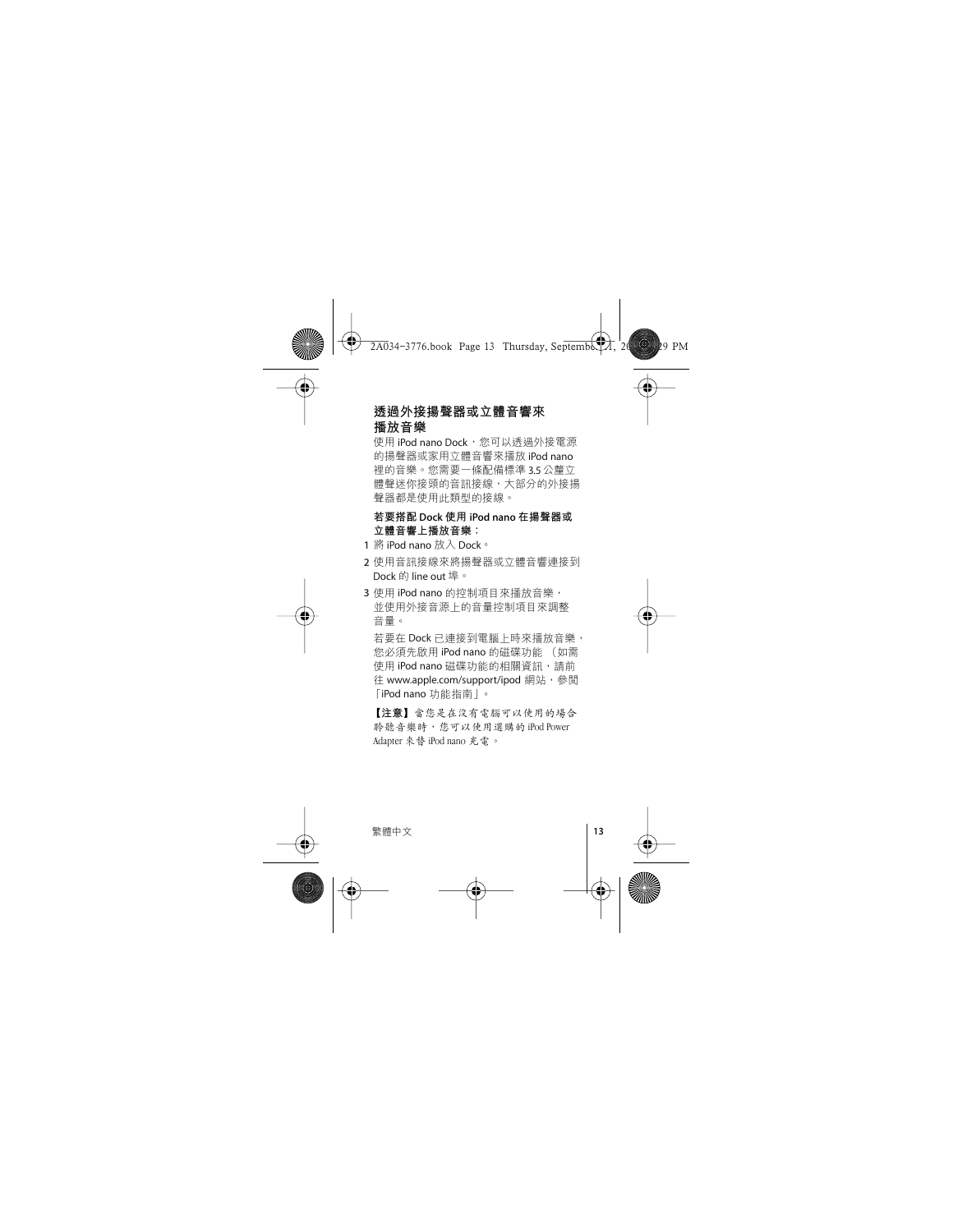## 透過外接揚聲器或立體音響來播放音樂

使用 iPod nano Dock，您可以透過外接電源的揚聲器或家用立體音響來播放 iPod nano 裡的音樂。您需要一條配備標準 3.5 公釐立體聲迷你接頭的音訊接線，大部分的外接揚聲器都是使用此類型的接線。

**若要搭配 Dock 使用 iPod nano 在揚聲器或立體音響上播放音樂：**

1 將 iPod nano 放入 Dock。

2 使用音訊接線來將揚聲器或立體音響連接到 Dock 的 line out 埠。

3 使用 iPod nano 的控制項目來播放音樂，並使用外接音源上的音量控制項目來調整音量。

若要在 Dock 已連接到電腦上時來播放音樂，您必須先啟用 iPod nano 的磁碟功能 （如需使用 iPod nano 磁碟功能的相關資訊，請前往 www.apple.com/support/ipod 網站，參閱「iPod nano 功能指南」。

**【注意】**當您是在沒有電腦可以使用的場合聆聽音樂時，您可以使用選購的 iPod Power Adapter 來替 iPod nano 充電。

繁體中文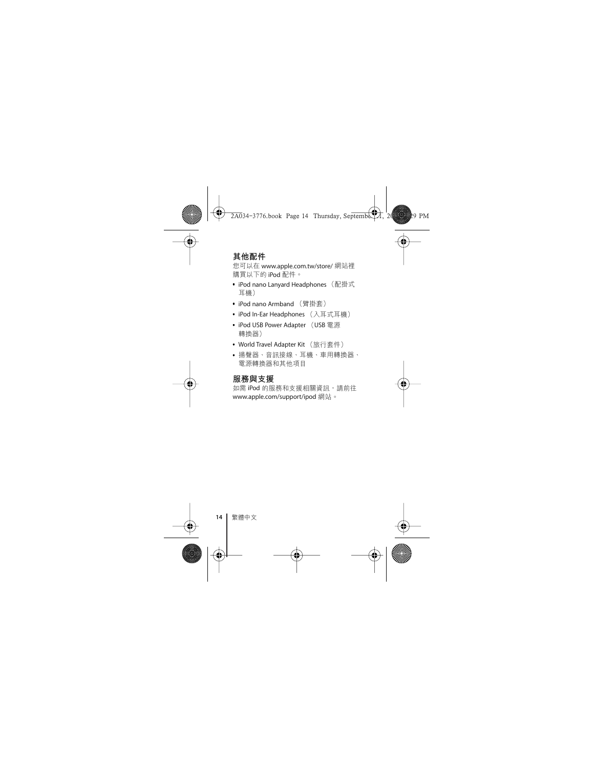## 其他配件

您可以在 www.apple.com.tw/store/ 網站裡購買以下的 iPod 配件。

- iPod nano Lanyard Headphones（配掛式耳機）
- iPod nano Armband（臂掛套）
- iPod In-Ear Headphones（入耳式耳機）
- iPod USB Power Adapter（USB 電源轉換器）
- World Travel Adapter Kit（旅行套件）
- 揚聲器、音訊接線、耳機、車用轉換器、電源轉換器和其他項目

## 服務與支援

如需 iPod 的服務和支援相關資訊，請前往 www.apple.com/support/ipod 網站。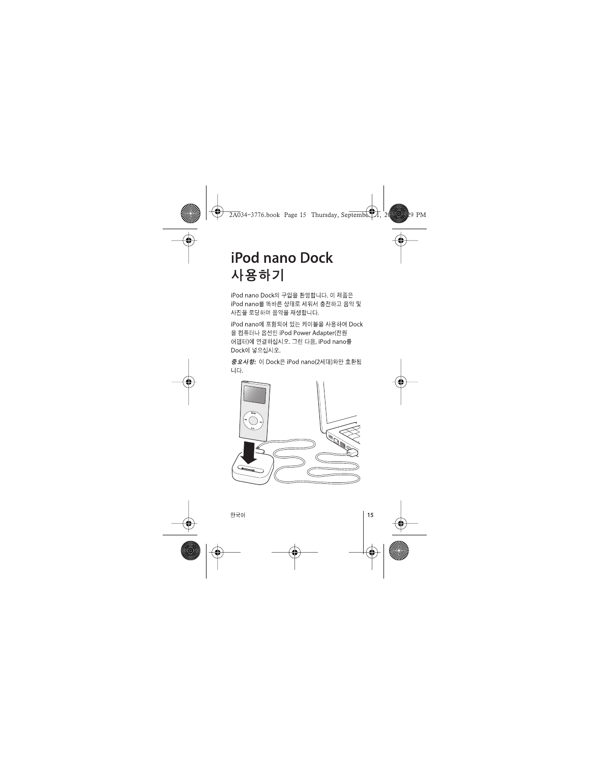# iPod nano Dock 사용하기

iPod nano Dock의 구입을 환영합니다. 이 제품은 iPod nano를 똑바른 상태로 세워서 충전하고 음악 및 사진을 로딩하며 음악을 재생합니다.

iPod nano에 포함되어 있는 케이블을 사용하여 Dock을 컴퓨터나 옵션인 iPod Power Adapter(전원 어댑터)에 연결하십시오. 그런 다음, iPod nano를 Dock에 넣으십시오.

***중요사항:*** 이 Dock은 iPod nano(2세대)와만 호환됩니다.

한국어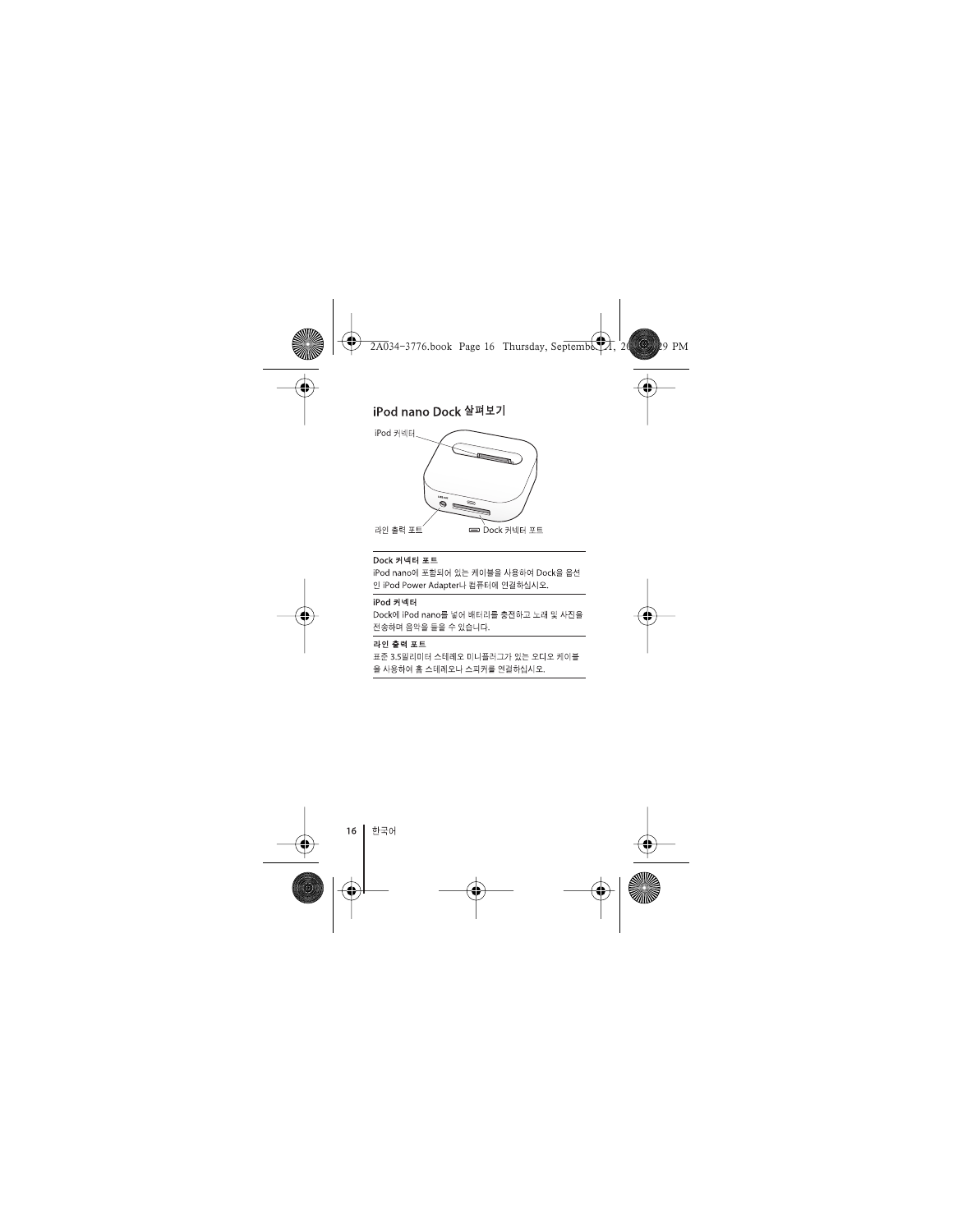## iPod nano Dock 살펴보기

iPod 커넥터

라인 출력 포트

Dock 커넥터 포트

**Dock 커넥터 포트**

iPod nano에 포함되어 있는 케이블을 사용하여 Dock을 옵션인 iPod Power Adapter나 컴퓨터에 연결하십시오.

**iPod 커넥터**

Dock에 iPod nano를 넣어 배터리를 충전하고 노래 및 사진을 전송하며 음악을 들을 수 있습니다.

**라인 출력 포트**

표준 3.5밀리미터 스테레오 미니플러그가 있는 오디오 케이블을 사용하여 홈 스테레오나 스피커를 연결하십시오.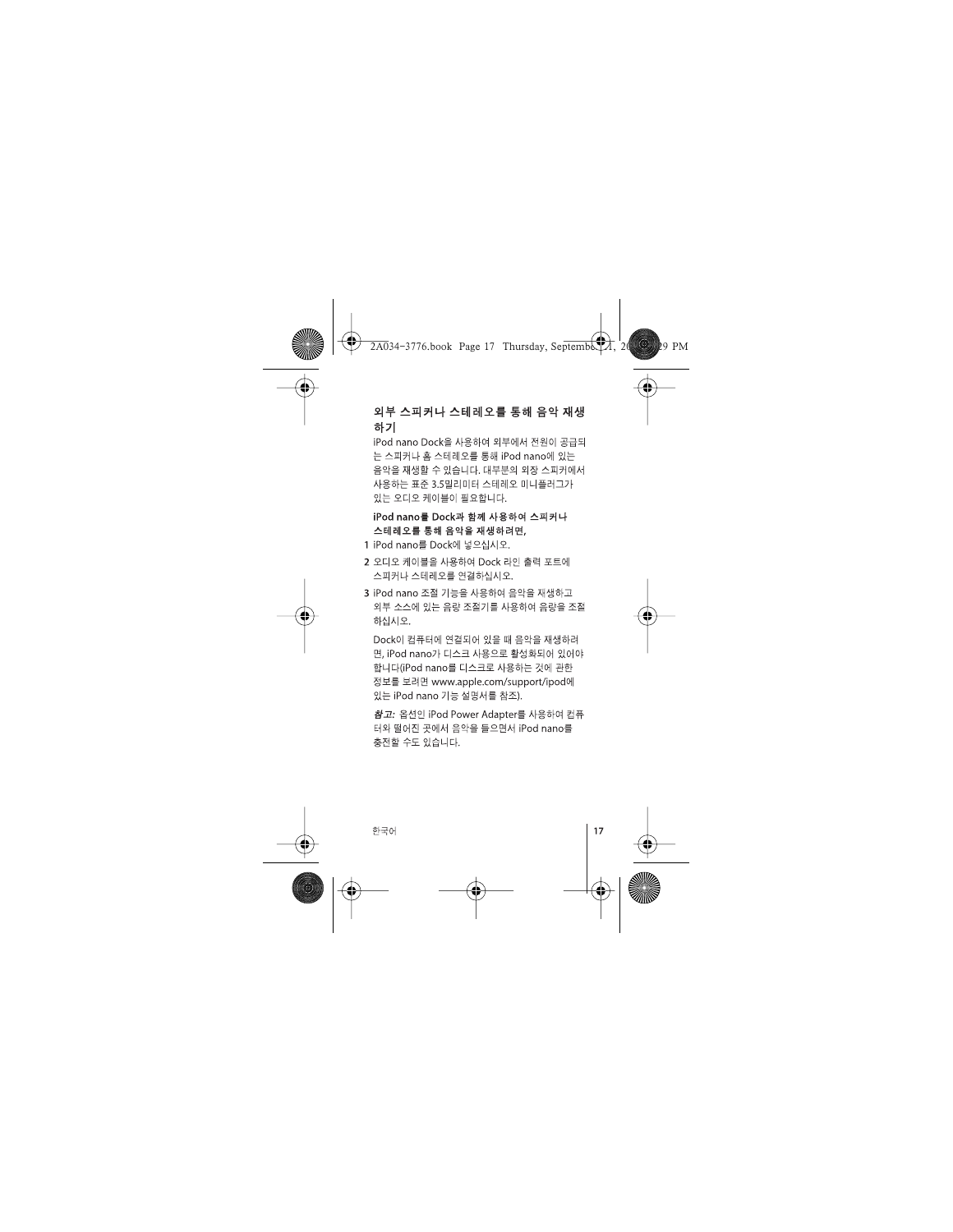## 외부 스피커나 스테레오를 통해 음악 재생하기

iPod nano Dock을 사용하여 외부에서 전원이 공급되는 스피커나 홈 스테레오를 통해 iPod nano에 있는 음악을 재생할 수 있습니다. 대부분의 외장 스피커에서 사용하는 표준 3.5밀리미터 스테레오 미니플러그가 있는 오디오 케이블이 필요합니다.

**iPod nano를 Dock과 함께 사용하여 스피커나 스테레오를 통해 음악을 재생하려면,**

1 iPod nano를 Dock에 넣으십시오.

2 오디오 케이블을 사용하여 Dock 라인 출력 포트에 스피커나 스테레오를 연결하십시오.

3 iPod nano 조절 기능을 사용하여 음악을 재생하고 외부 소스에 있는 음량 조절기를 사용하여 음량을 조절하십시오.

Dock이 컴퓨터에 연결되어 있을 때 음악을 재생하려면, iPod nano가 디스크 사용으로 활성화되어 있어야 합니다(iPod nano를 디스크로 사용하는 것에 관한 정보를 보려면 www.apple.com/support/ipod에 있는 iPod nano 기능 설명서를 참조).

*참고:* 옵션인 iPod Power Adapter를 사용하여 컴퓨터와 떨어진 곳에서 음악을 들으면서 iPod nano를 충전할 수도 있습니다.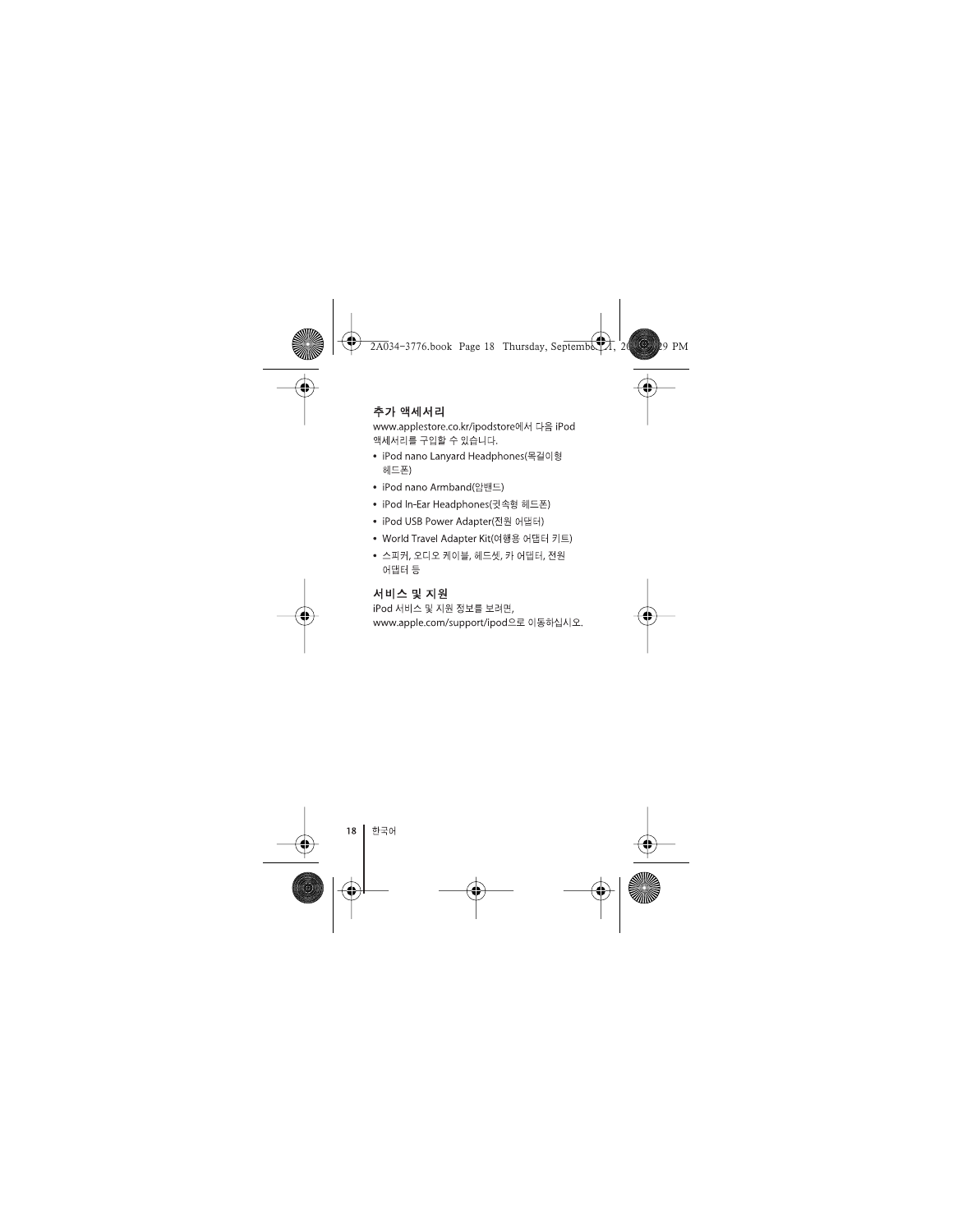## 추가 액세서리

www.applestore.co.kr/ipodstore에서 다음 iPod 액세서리를 구입할 수 있습니다.

- iPod nano Lanyard Headphones(목걸이형 헤드폰)
- iPod nano Armband(암밴드)
- iPod In-Ear Headphones(귓속형 헤드폰)
- iPod USB Power Adapter(전원 어댑터)
- World Travel Adapter Kit(여행용 어댑터 키트)
- 스피커, 오디오 케이블, 헤드셋, 카 어댑터, 전원 어댑터 등

## 서비스 및 지원

iPod 서비스 및 지원 정보를 보려면, www.apple.com/support/ipod으로 이동하십시오.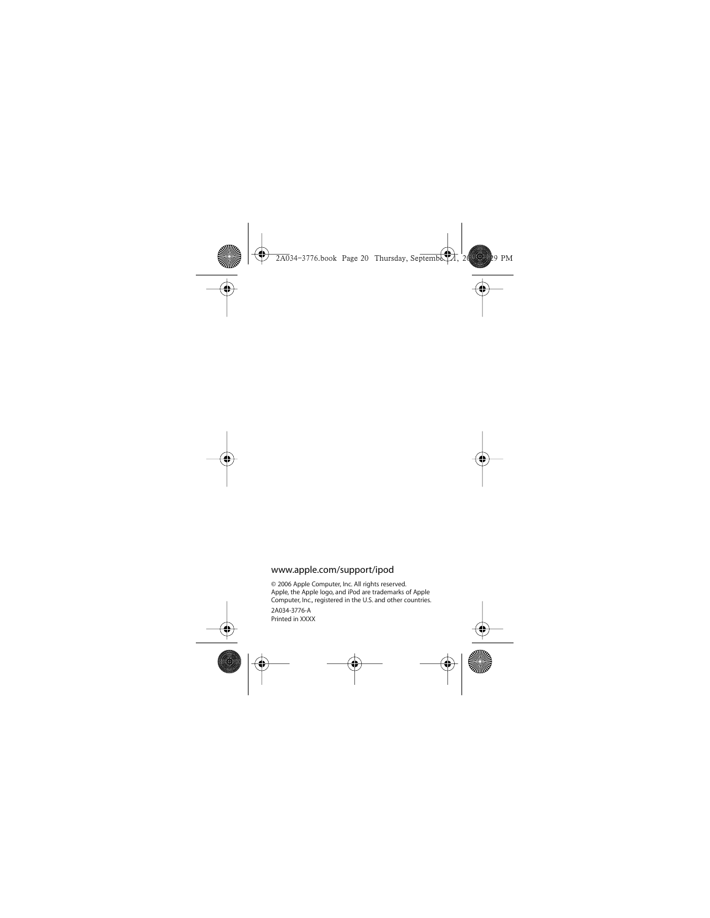www.apple.com/support/ipod

© 2006 Apple Computer, Inc. All rights reserved.
Apple, the Apple logo, and iPod are trademarks of Apple Computer, Inc., registered in the U.S. and other countries.

2A034-3776-A
Printed in XXXX